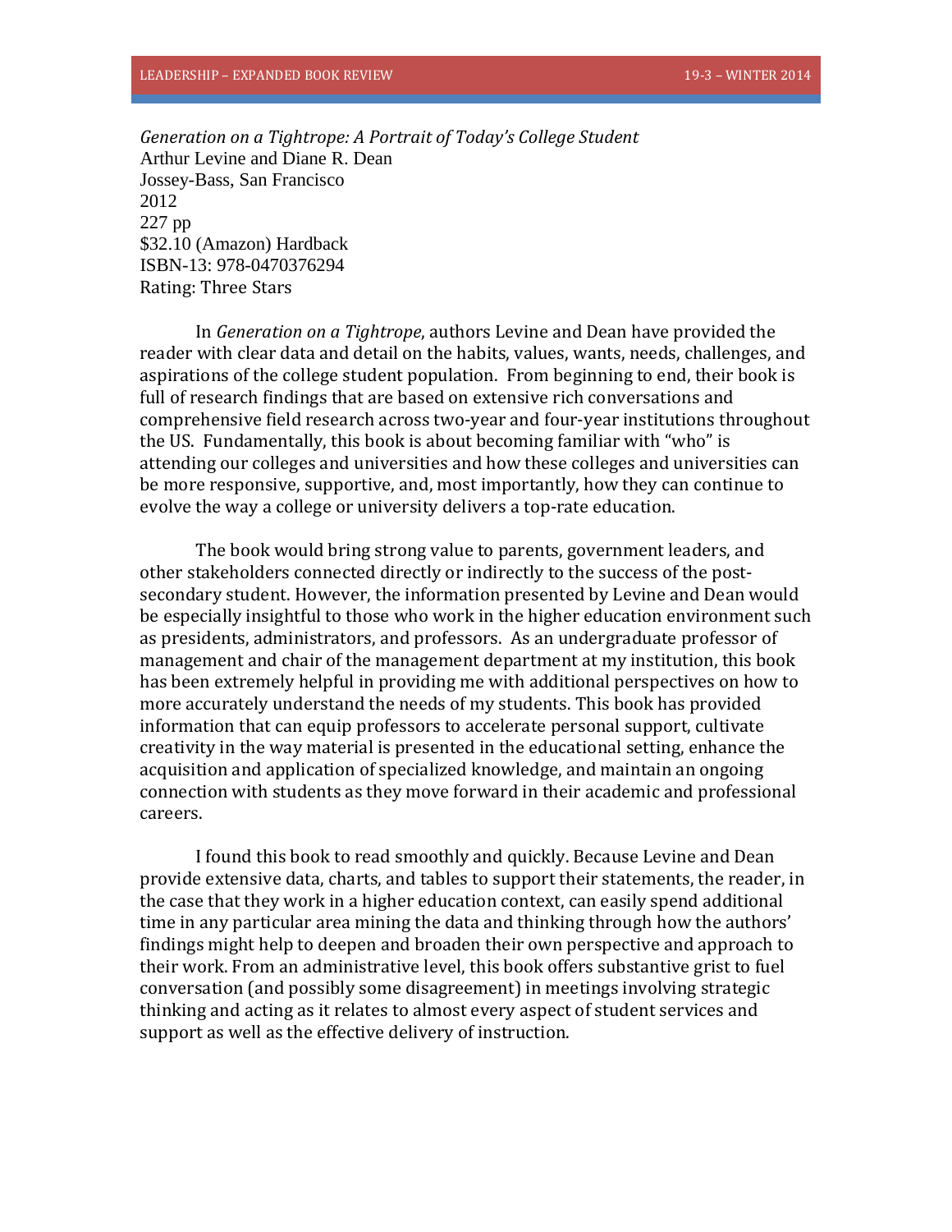*Generation on a Tightrope: A Portrait of Today's College Student*
Arthur Levine and Diane R. Dean
Jossey-Bass, San Francisco
2012
227 pp
$32.10 (Amazon) Hardback
ISBN-13: 978-0470376294
Rating: Three Stars

In *Generation on a Tightrope*, authors Levine and Dean have provided the reader with clear data and detail on the habits, values, wants, needs, challenges, and aspirations of the college student population. From beginning to end, their book is full of research findings that are based on extensive rich conversations and comprehensive field research across two-year and four-year institutions throughout the US. Fundamentally, this book is about becoming familiar with "who" is attending our colleges and universities and how these colleges and universities can be more responsive, supportive, and, most importantly, how they can continue to evolve the way a college or university delivers a top-rate education.

The book would bring strong value to parents, government leaders, and other stakeholders connected directly or indirectly to the success of the post-secondary student. However, the information presented by Levine and Dean would be especially insightful to those who work in the higher education environment such as presidents, administrators, and professors. As an undergraduate professor of management and chair of the management department at my institution, this book has been extremely helpful in providing me with additional perspectives on how to more accurately understand the needs of my students. This book has provided information that can equip professors to accelerate personal support, cultivate creativity in the way material is presented in the educational setting, enhance the acquisition and application of specialized knowledge, and maintain an ongoing connection with students as they move forward in their academic and professional careers.

I found this book to read smoothly and quickly. Because Levine and Dean provide extensive data, charts, and tables to support their statements, the reader, in the case that they work in a higher education context, can easily spend additional time in any particular area mining the data and thinking through how the authors' findings might help to deepen and broaden their own perspective and approach to their work. From an administrative level, this book offers substantive grist to fuel conversation (and possibly some disagreement) in meetings involving strategic thinking and acting as it relates to almost every aspect of student services and support as well as the effective delivery of instruction.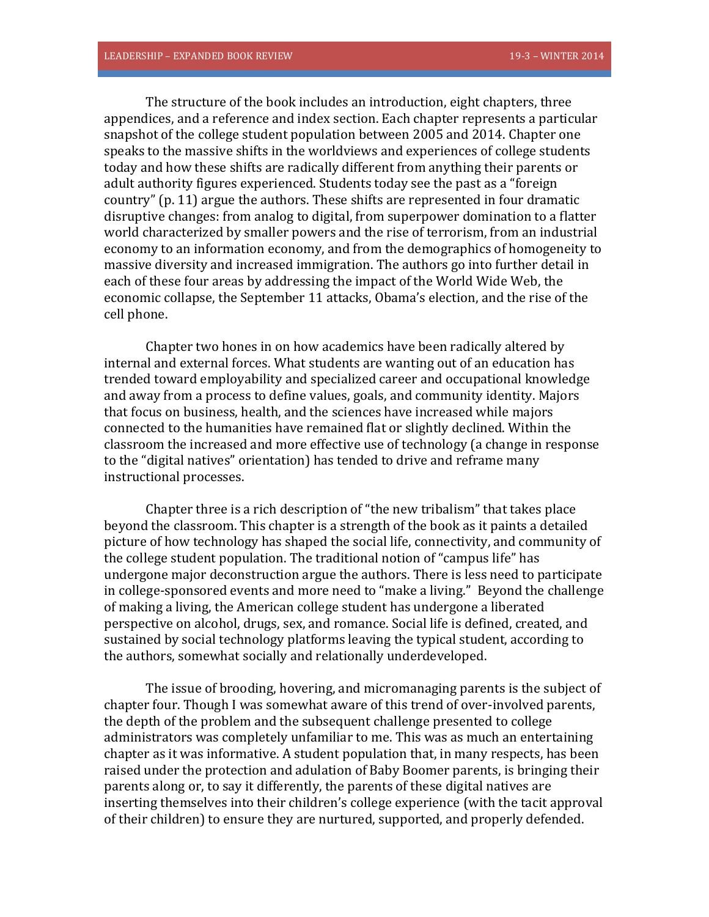The structure of the book includes an introduction, eight chapters, three appendices, and a reference and index section. Each chapter represents a particular snapshot of the college student population between 2005 and 2014. Chapter one speaks to the massive shifts in the worldviews and experiences of college students today and how these shifts are radically different from anything their parents or adult authority figures experienced. Students today see the past as a "foreign country" (p. 11) argue the authors. These shifts are represented in four dramatic disruptive changes: from analog to digital, from superpower domination to a flatter world characterized by smaller powers and the rise of terrorism, from an industrial economy to an information economy, and from the demographics of homogeneity to massive diversity and increased immigration. The authors go into further detail in each of these four areas by addressing the impact of the World Wide Web, the economic collapse, the September 11 attacks, Obama's election, and the rise of the cell phone.

Chapter two hones in on how academics have been radically altered by internal and external forces. What students are wanting out of an education has trended toward employability and specialized career and occupational knowledge and away from a process to define values, goals, and community identity. Majors that focus on business, health, and the sciences have increased while majors connected to the humanities have remained flat or slightly declined. Within the classroom the increased and more effective use of technology (a change in response to the "digital natives" orientation) has tended to drive and reframe many instructional processes.

Chapter three is a rich description of "the new tribalism" that takes place beyond the classroom. This chapter is a strength of the book as it paints a detailed picture of how technology has shaped the social life, connectivity, and community of the college student population. The traditional notion of "campus life" has undergone major deconstruction argue the authors. There is less need to participate in college-sponsored events and more need to "make a living." Beyond the challenge of making a living, the American college student has undergone a liberated perspective on alcohol, drugs, sex, and romance. Social life is defined, created, and sustained by social technology platforms leaving the typical student, according to the authors, somewhat socially and relationally underdeveloped.

The issue of brooding, hovering, and micromanaging parents is the subject of chapter four. Though I was somewhat aware of this trend of over-involved parents, the depth of the problem and the subsequent challenge presented to college administrators was completely unfamiliar to me. This was as much an entertaining chapter as it was informative. A student population that, in many respects, has been raised under the protection and adulation of Baby Boomer parents, is bringing their parents along or, to say it differently, the parents of these digital natives are inserting themselves into their children's college experience (with the tacit approval of their children) to ensure they are nurtured, supported, and properly defended.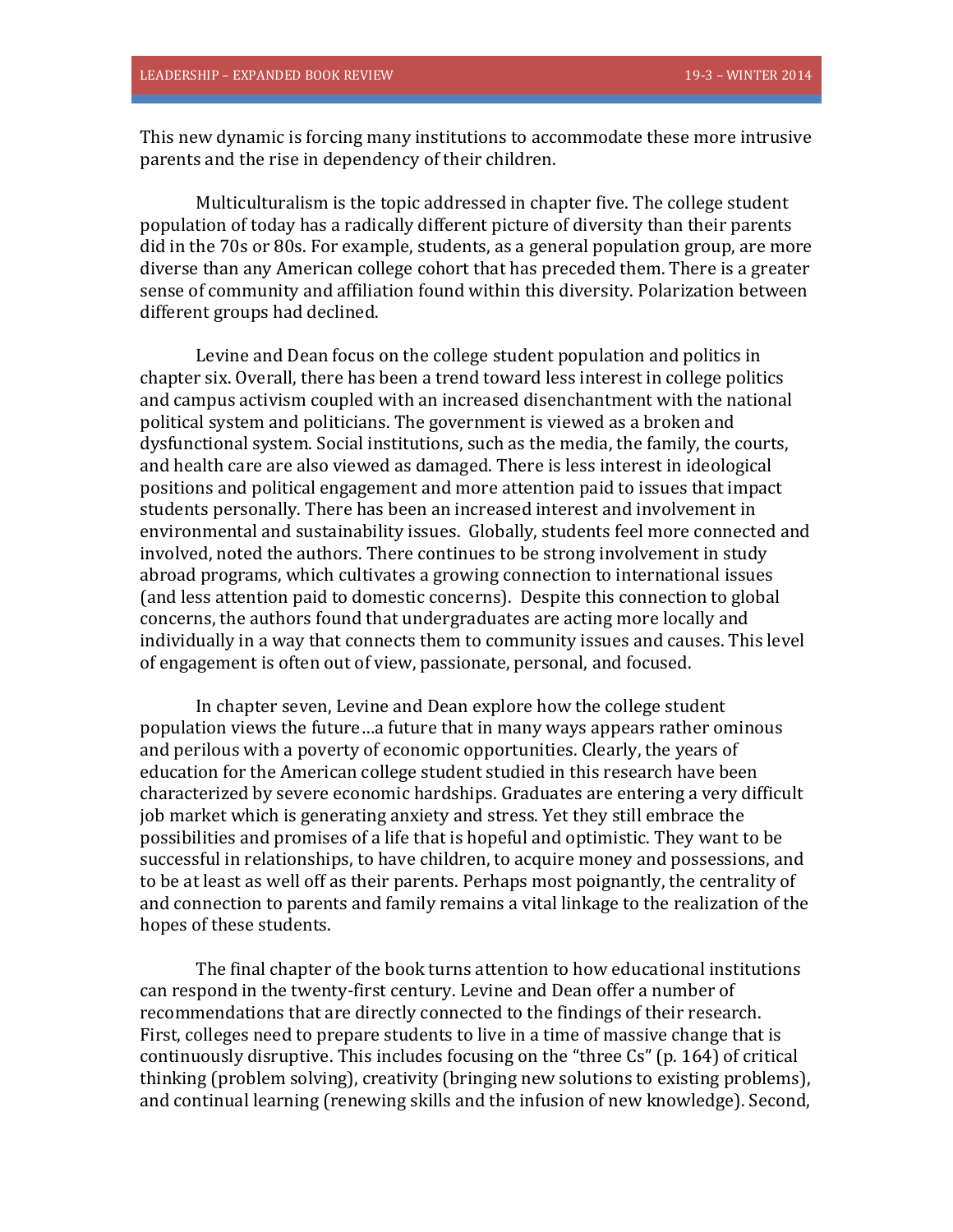This new dynamic is forcing many institutions to accommodate these more intrusive parents and the rise in dependency of their children.

Multiculturalism is the topic addressed in chapter five. The college student population of today has a radically different picture of diversity than their parents did in the 70s or 80s. For example, students, as a general population group, are more diverse than any American college cohort that has preceded them. There is a greater sense of community and affiliation found within this diversity. Polarization between different groups had declined.

Levine and Dean focus on the college student population and politics in chapter six. Overall, there has been a trend toward less interest in college politics and campus activism coupled with an increased disenchantment with the national political system and politicians. The government is viewed as a broken and dysfunctional system. Social institutions, such as the media, the family, the courts, and health care are also viewed as damaged. There is less interest in ideological positions and political engagement and more attention paid to issues that impact students personally. There has been an increased interest and involvement in environmental and sustainability issues. Globally, students feel more connected and involved, noted the authors. There continues to be strong involvement in study abroad programs, which cultivates a growing connection to international issues (and less attention paid to domestic concerns). Despite this connection to global concerns, the authors found that undergraduates are acting more locally and individually in a way that connects them to community issues and causes. This level of engagement is often out of view, passionate, personal, and focused.

In chapter seven, Levine and Dean explore how the college student population views the future…a future that in many ways appears rather ominous and perilous with a poverty of economic opportunities. Clearly, the years of education for the American college student studied in this research have been characterized by severe economic hardships. Graduates are entering a very difficult job market which is generating anxiety and stress. Yet they still embrace the possibilities and promises of a life that is hopeful and optimistic. They want to be successful in relationships, to have children, to acquire money and possessions, and to be at least as well off as their parents. Perhaps most poignantly, the centrality of and connection to parents and family remains a vital linkage to the realization of the hopes of these students.

The final chapter of the book turns attention to how educational institutions can respond in the twenty-first century. Levine and Dean offer a number of recommendations that are directly connected to the findings of their research. First, colleges need to prepare students to live in a time of massive change that is continuously disruptive. This includes focusing on the "three Cs" (p. 164) of critical thinking (problem solving), creativity (bringing new solutions to existing problems), and continual learning (renewing skills and the infusion of new knowledge). Second,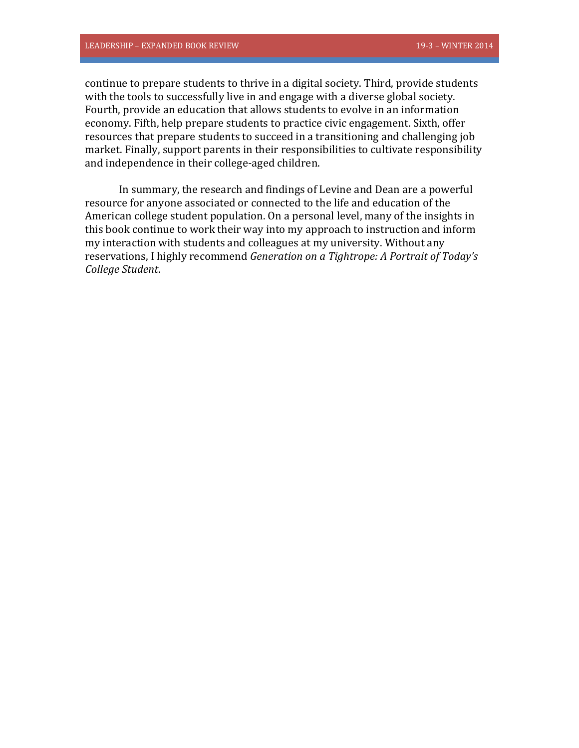continue to prepare students to thrive in a digital society. Third, provide students with the tools to successfully live in and engage with a diverse global society. Fourth, provide an education that allows students to evolve in an information economy. Fifth, help prepare students to practice civic engagement. Sixth, offer resources that prepare students to succeed in a transitioning and challenging job market. Finally, support parents in their responsibilities to cultivate responsibility and independence in their college-aged children.

In summary, the research and findings of Levine and Dean are a powerful resource for anyone associated or connected to the life and education of the American college student population. On a personal level, many of the insights in this book continue to work their way into my approach to instruction and inform my interaction with students and colleagues at my university. Without any reservations, I highly recommend *Generation on a Tightrope: A Portrait of Today's College Student*.